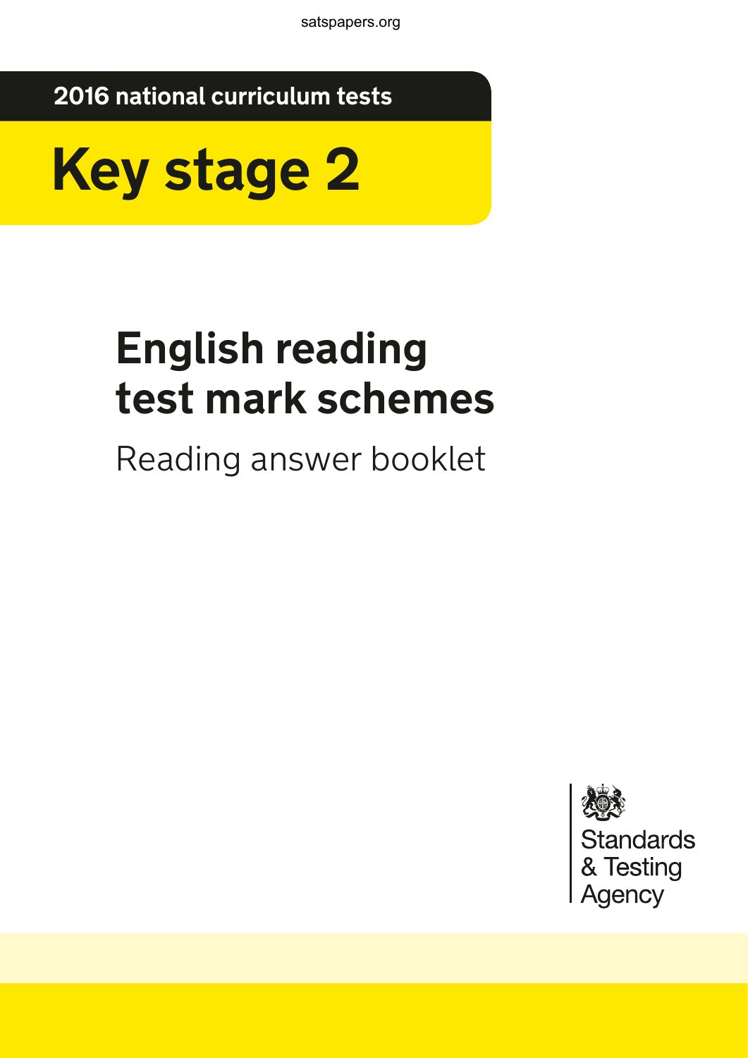satspapers.org

2016 national curriculum tests

# Key stage 2

## English reading test mark schemes

Reading answer booklet

Standards & Testing Agency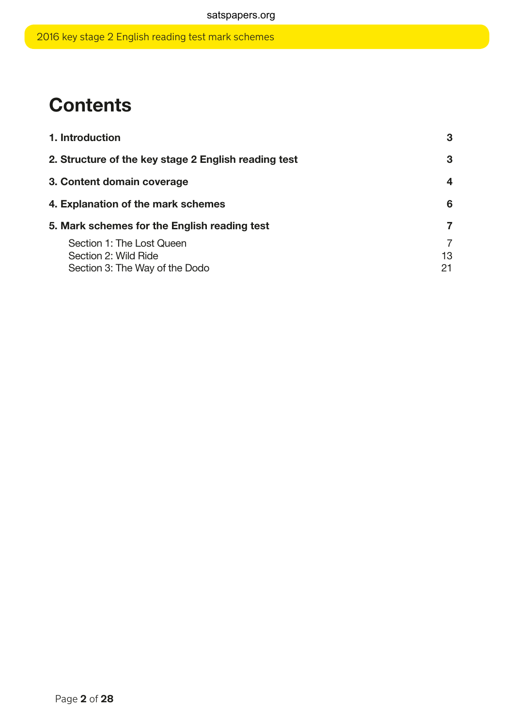# Contents

| | |
|---|---|
| **1. Introduction** | **3** |
| **2. Structure of the key stage 2 English reading test** | **3** |
| **3. Content domain coverage** | **4** |
| **4. Explanation of the mark schemes** | **6** |
| **5. Mark schemes for the English reading test** | **7** |
| Section 1: The Lost Queen | 7 |
| Section 2: Wild Ride | 13 |
| Section 3: The Way of the Dodo | 21 |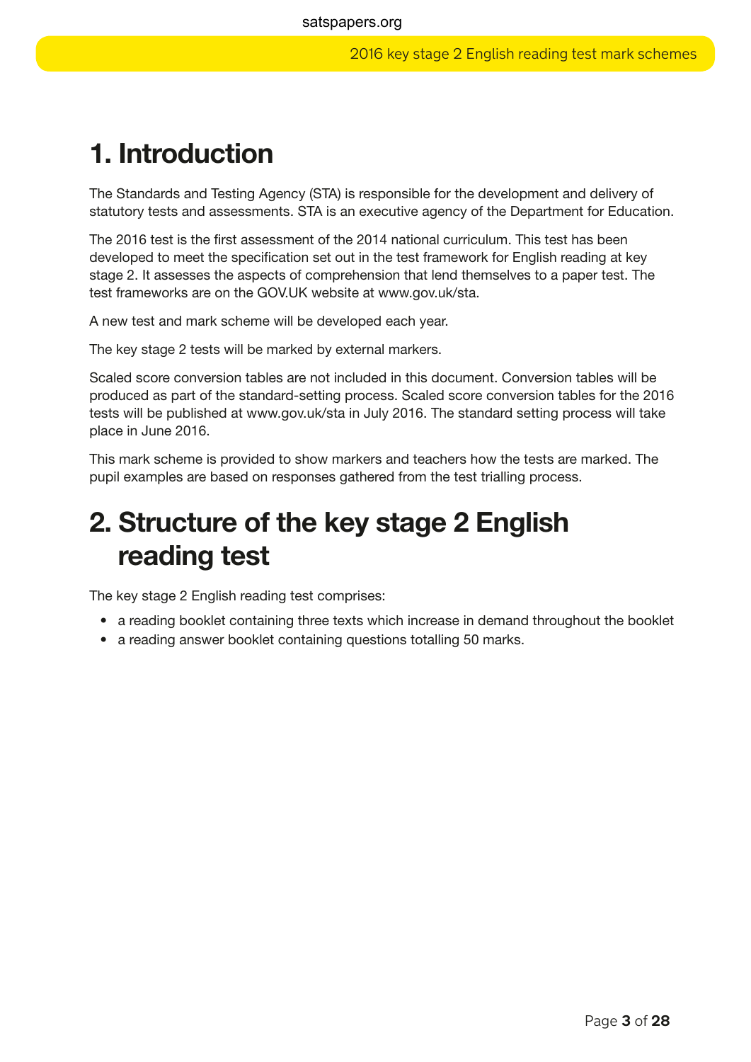# 1. Introduction

The Standards and Testing Agency (STA) is responsible for the development and delivery of statutory tests and assessments. STA is an executive agency of the Department for Education.

The 2016 test is the first assessment of the 2014 national curriculum. This test has been developed to meet the specification set out in the test framework for English reading at key stage 2. It assesses the aspects of comprehension that lend themselves to a paper test. The test frameworks are on the GOV.UK website at www.gov.uk/sta.

A new test and mark scheme will be developed each year.

The key stage 2 tests will be marked by external markers.

Scaled score conversion tables are not included in this document. Conversion tables will be produced as part of the standard-setting process. Scaled score conversion tables for the 2016 tests will be published at www.gov.uk/sta in July 2016. The standard setting process will take place in June 2016.

This mark scheme is provided to show markers and teachers how the tests are marked. The pupil examples are based on responses gathered from the test trialling process.

# 2. Structure of the key stage 2 English reading test

The key stage 2 English reading test comprises:

- a reading booklet containing three texts which increase in demand throughout the booklet
- a reading answer booklet containing questions totalling 50 marks.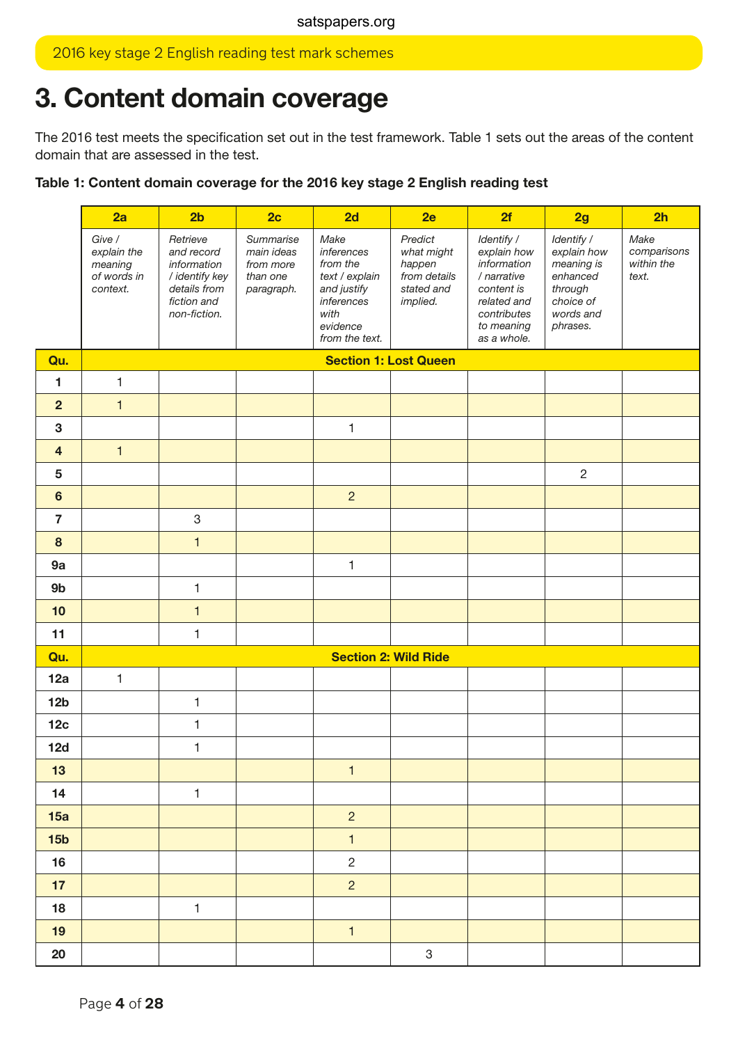# 3. Content domain coverage

The 2016 test meets the specification set out in the test framework. Table 1 sets out the areas of the content domain that are assessed in the test.

**Table 1: Content domain coverage for the 2016 key stage 2 English reading test**

| | 2a | 2b | 2c | 2d | 2e | 2f | 2g | 2h |
|---|---|---|---|---|---|---|---|---|
| | *Give / explain the meaning of words in context.* | *Retrieve and record information / identify key details from fiction and non-fiction.* | *Summarise main ideas from more than one paragraph.* | *Make inferences from the text / explain and justify inferences with evidence from the text.* | *Predict what might happen from details stated and implied.* | *Identify / explain how information / narrative content is related and contributes to meaning as a whole.* | *Identify / explain how meaning is enhanced through choice of words and phrases.* | *Make comparisons within the text.* |
| **Qu.** | **Section 1: Lost Queen** | | | | | | | |
| **1** | 1 | | | | | | | |
| **2** | 1 | | | | | | | |
| **3** | | | | 1 | | | | |
| **4** | 1 | | | | | | | |
| **5** | | | | | | | 2 | |
| **6** | | | | 2 | | | | |
| **7** | | 3 | | | | | | |
| **8** | | 1 | | | | | | |
| **9a** | | | | 1 | | | | |
| **9b** | | 1 | | | | | | |
| **10** | | 1 | | | | | | |
| **11** | | 1 | | | | | | |
| **Qu.** | **Section 2: Wild Ride** | | | | | | | |
| **12a** | 1 | | | | | | | |
| **12b** | | 1 | | | | | | |
| **12c** | | 1 | | | | | | |
| **12d** | | 1 | | | | | | |
| **13** | | | | 1 | | | | |
| **14** | | 1 | | | | | | |
| **15a** | | | | 2 | | | | |
| **15b** | | | | 1 | | | | |
| **16** | | | | 2 | | | | |
| **17** | | | | 2 | | | | |
| **18** | | 1 | | | | | | |
| **19** | | | | 1 | | | | |
| **20** | | | | | 3 | | | |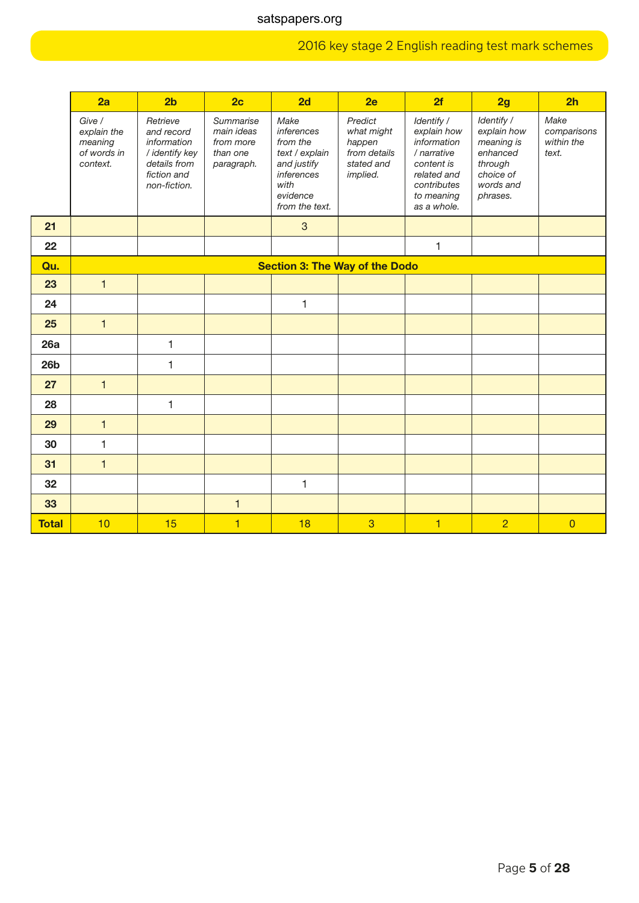| | 2a | 2b | 2c | 2d | 2e | 2f | 2g | 2h |
|---|---|---|---|---|---|---|---|---|
| | *Give / explain the meaning of words in context.* | *Retrieve and record information / identify key details from fiction and non-fiction.* | *Summarise main ideas from more than one paragraph.* | *Make inferences from the text / explain and justify inferences with evidence from the text.* | *Predict what might happen from details stated and implied.* | *Identify / explain how information / narrative content is related and contributes to meaning as a whole.* | *Identify / explain how meaning is enhanced through choice of words and phrases.* | *Make comparisons within the text.* |
| **21** | | | | 3 | | | | |
| **22** | | | | | | 1 | | |
| **Qu.** | **Section 3: The Way of the Dodo** | | | | | | | |
| **23** | 1 | | | | | | | |
| **24** | | | | 1 | | | | |
| **25** | 1 | | | | | | | |
| **26a** | | 1 | | | | | | |
| **26b** | | 1 | | | | | | |
| **27** | 1 | | | | | | | |
| **28** | | 1 | | | | | | |
| **29** | 1 | | | | | | | |
| **30** | 1 | | | | | | | |
| **31** | 1 | | | | | | | |
| **32** | | | | 1 | | | | |
| **33** | | | 1 | | | | | |
| **Total** | 10 | 15 | 1 | 18 | 3 | 1 | 2 | 0 |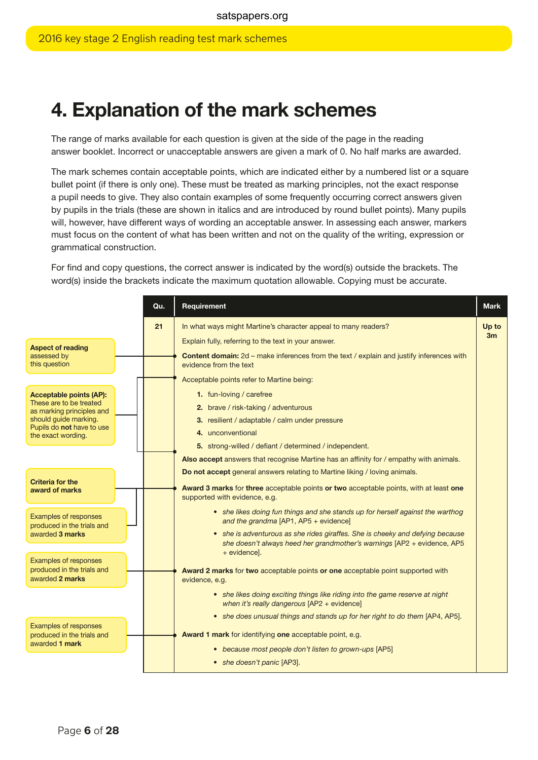# 4. Explanation of the mark schemes

The range of marks available for each question is given at the side of the page in the reading answer booklet. Incorrect or unacceptable answers are given a mark of 0. No half marks are awarded.

The mark schemes contain acceptable points, which are indicated either by a numbered list or a square bullet point (if there is only one). These must be treated as marking principles, not the exact response a pupil needs to give. They also contain examples of some frequently occurring correct answers given by pupils in the trials (these are shown in italics and are introduced by round bullet points). Many pupils will, however, have different ways of wording an acceptable answer. In assessing each answer, markers must focus on the content of what has been written and not on the quality of the writing, expression or grammatical construction.

For find and copy questions, the correct answer is indicated by the word(s) outside the brackets. The word(s) inside the brackets indicate the maximum quotation allowable. Copying must be accurate.

**Aspect of reading** assessed by this question

**Acceptable points (AP):** These are to be treated as marking principles and should guide marking. Pupils do **not** have to use the exact wording.

**Criteria for the award of marks**

Examples of responses produced in the trials and awarded **3 marks**

Examples of responses produced in the trials and awarded **2 marks**

Examples of responses produced in the trials and awarded **1 mark**

| Qu. | Requirement | Mark |
|---|---|---|
| 21 | In what ways might Martine's character appeal to many readers?<br><br>Explain fully, referring to the text in your answer.<br><br>**Content domain:** 2d – make inferences from the text / explain and justify inferences with evidence from the text<br><br>Acceptable points refer to Martine being:<br>**1.** fun-loving / carefree<br>**2.** brave / risk-taking / adventurous<br>**3.** resilient / adaptable / calm under pressure<br>**4.** unconventional<br>**5.** strong-willed / defiant / determined / independent.<br><br>**Also accept** answers that recognise Martine has an affinity for / empathy with animals.<br><br>**Do not accept** general answers relating to Martine liking / loving animals.<br><br>**Award 3 marks** for **three** acceptable points **or two** acceptable points, with at least **one** supported with evidence, e.g.<br>• *she likes doing fun things and she stands up for herself against the warthog and the grandma* [AP1, AP5 + evidence]<br>• *she is adventurous as she rides giraffes. She is cheeky and defying because she doesn't always heed her grandmother's warnings* [AP2 + evidence, AP5 + evidence].<br><br>**Award 2 marks** for **two** acceptable points **or one** acceptable point supported with evidence, e.g.<br>• *she likes doing exciting things like riding into the game reserve at night when it's really dangerous* [AP2 + evidence]<br>• *she does unusual things and stands up for her right to do them* [AP4, AP5].<br><br>**Award 1 mark** for identifying **one** acceptable point, e.g.<br>• *because most people don't listen to grown-ups* [AP5]<br>• *she doesn't panic* [AP3]. | Up to 3m |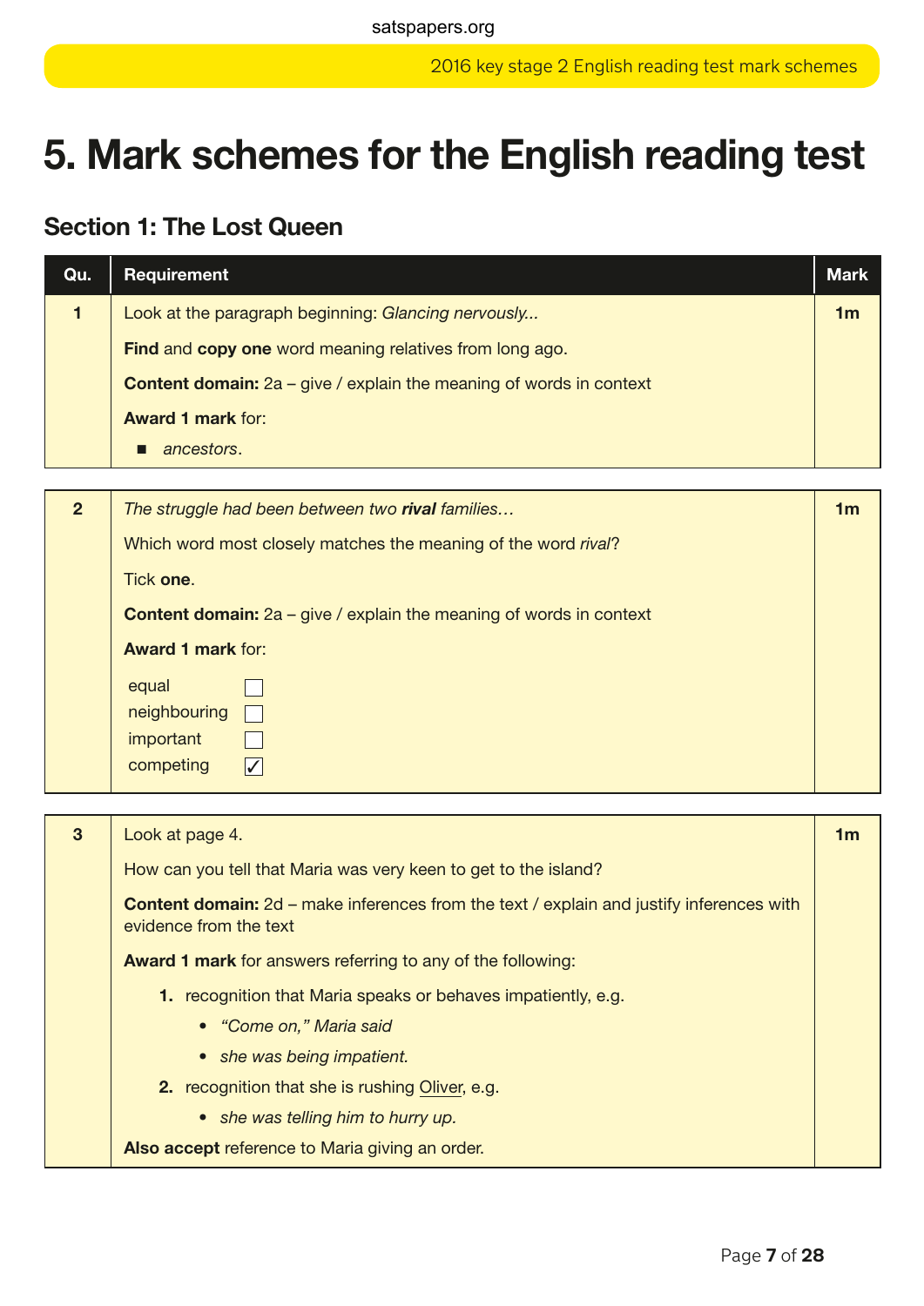# 5. Mark schemes for the English reading test

## Section 1: The Lost Queen

| Qu. | Requirement | Mark |
|---|---|---|
| 1 | Look at the paragraph beginning: *Glancing nervously...*<br><br>**Find** and **copy one** word meaning relatives from long ago.<br><br>**Content domain:** 2a – give / explain the meaning of words in context<br><br>**Award 1 mark** for:<br>■ *ancestors*. | 1m |
| 2 | *The struggle had been between two **rival** families…*<br><br>Which word most closely matches the meaning of the word *rival*?<br><br>Tick **one**.<br><br>**Content domain:** 2a – give / explain the meaning of words in context<br><br>**Award 1 mark** for:<br>equal ☐<br>neighbouring ☐<br>important ☐<br>competing ☑ | 1m |
| 3 | Look at page 4.<br><br>How can you tell that Maria was very keen to get to the island?<br><br>**Content domain:** 2d – make inferences from the text / explain and justify inferences with evidence from the text<br><br>**Award 1 mark** for answers referring to any of the following:<br>1. recognition that Maria speaks or behaves impatiently, e.g.<br>• *"Come on," Maria said*<br>• *she was being impatient.*<br>2. recognition that she is rushing <u>Oliver</u>, e.g.<br>• *she was telling him to hurry up.*<br><br>**Also accept** reference to Maria giving an order. | 1m |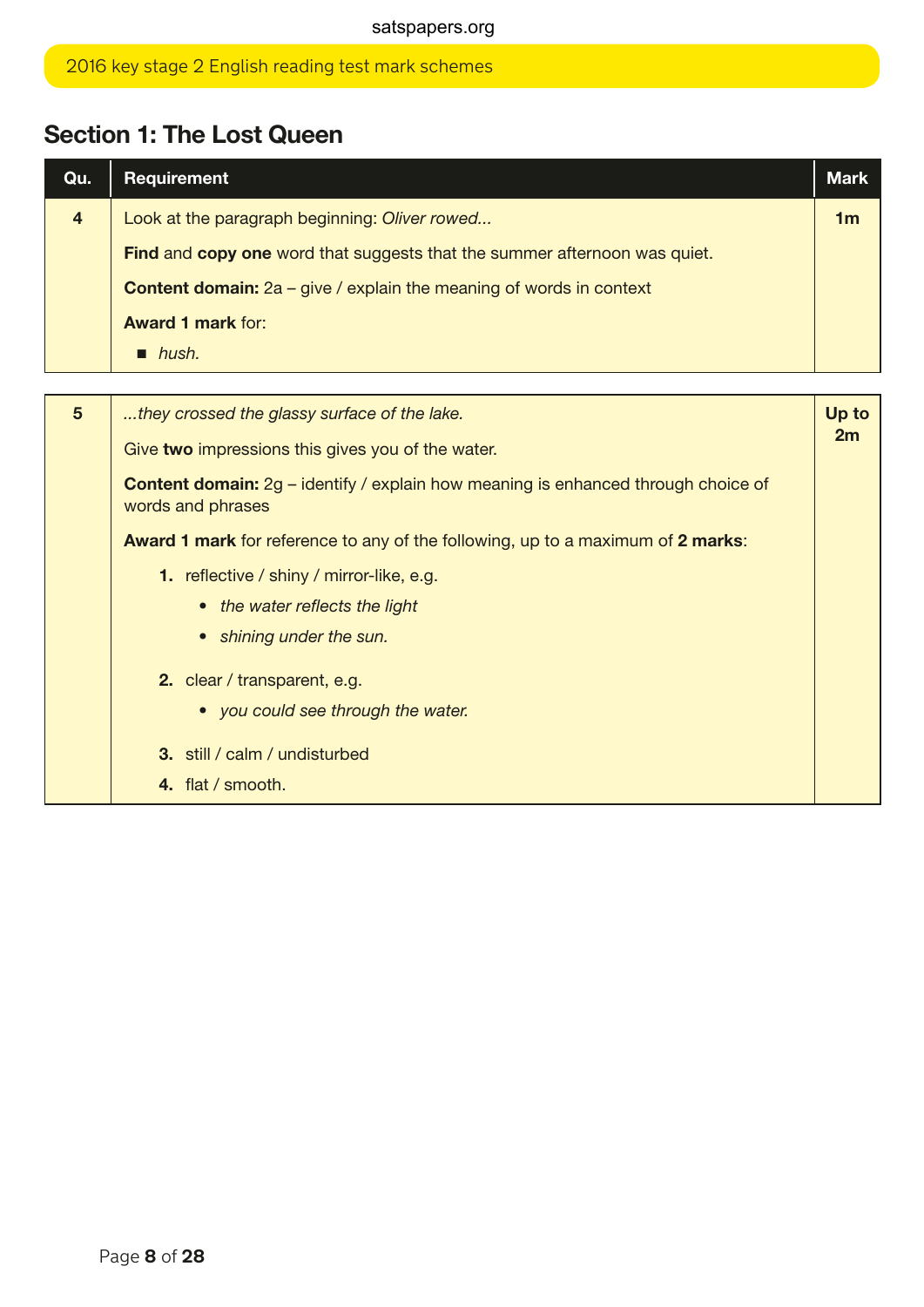## Section 1: The Lost Queen

| Qu. | Requirement | Mark |
|---|---|---|
| 4 | Look at the paragraph beginning: *Oliver rowed...*<br><br>**Find** and **copy one** word that suggests that the summer afternoon was quiet.<br><br>**Content domain:** 2a – give / explain the meaning of words in context<br><br>**Award 1 mark** for:<br>■ *hush.* | 1m |
| 5 | *...they crossed the glassy surface of the lake.*<br><br>Give **two** impressions this gives you of the water.<br><br>**Content domain:** 2g – identify / explain how meaning is enhanced through choice of words and phrases<br><br>**Award 1 mark** for reference to any of the following, up to a maximum of **2 marks**:<br><br>1. reflective / shiny / mirror-like, e.g.<br>• *the water reflects the light*<br>• *shining under the sun.*<br><br>2. clear / transparent, e.g.<br>• *you could see through the water.*<br><br>3. still / calm / undisturbed<br>4. flat / smooth. | Up to 2m |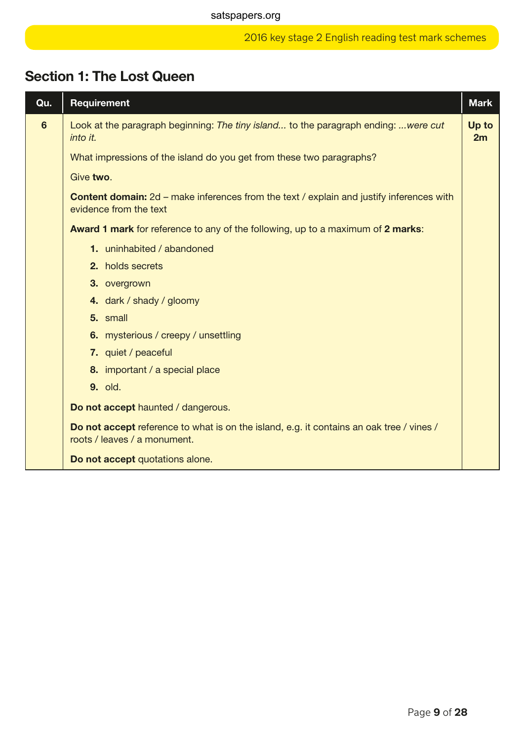## Section 1: The Lost Queen

| Qu. | Requirement | Mark |
|---|---|---|
| 6 | Look at the paragraph beginning: *The tiny island...* to the paragraph ending: *...were cut into it.*<br><br>What impressions of the island do you get from these two paragraphs?<br><br>Give **two**.<br><br>**Content domain:** 2d – make inferences from the text / explain and justify inferences with evidence from the text<br><br>**Award 1 mark** for reference to any of the following, up to a maximum of **2 marks**:<br><br>**1.** uninhabited / abandoned<br>**2.** holds secrets<br>**3.** overgrown<br>**4.** dark / shady / gloomy<br>**5.** small<br>**6.** mysterious / creepy / unsettling<br>**7.** quiet / peaceful<br>**8.** important / a special place<br>**9.** old.<br><br>**Do not accept** haunted / dangerous.<br><br>**Do not accept** reference to what is on the island, e.g. it contains an oak tree / vines / roots / leaves / a monument.<br><br>**Do not accept** quotations alone. | **Up to 2m** |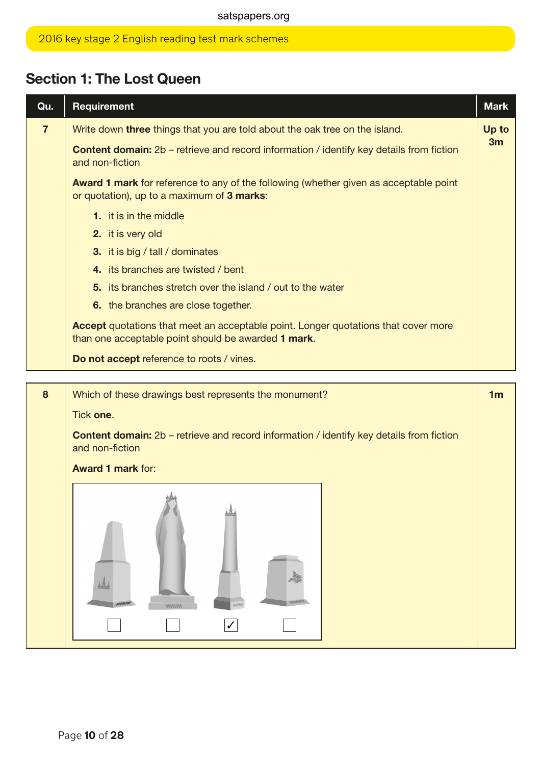## Section 1: The Lost Queen

| Qu. | Requirement | Mark |
|---|---|---|
| 7 | Write down **three** things that you are told about the oak tree on the island.<br><br>**Content domain:** 2b – retrieve and record information / identify key details from fiction and non-fiction<br><br>**Award 1 mark** for reference to any of the following (whether given as acceptable point or quotation), up to a maximum of **3 marks**:<br><br>**1.** it is in the middle<br>**2.** it is very old<br>**3.** it is big / tall / dominates<br>**4.** its branches are twisted / bent<br>**5.** its branches stretch over the island / out to the water<br>**6.** the branches are close together.<br><br>**Accept** quotations that meet an acceptable point. Longer quotations that cover more than one acceptable point should be awarded **1 mark**.<br><br>**Do not accept** reference to roots / vines. | **Up to 3m** |
| 8 | Which of these drawings best represents the monument?<br><br>Tick **one**.<br><br>**Content domain:** 2b – retrieve and record information / identify key details from fiction and non-fiction<br><br>**Award 1 mark** for:<br><br>☐ ☐ ✓ ☐ | 1m |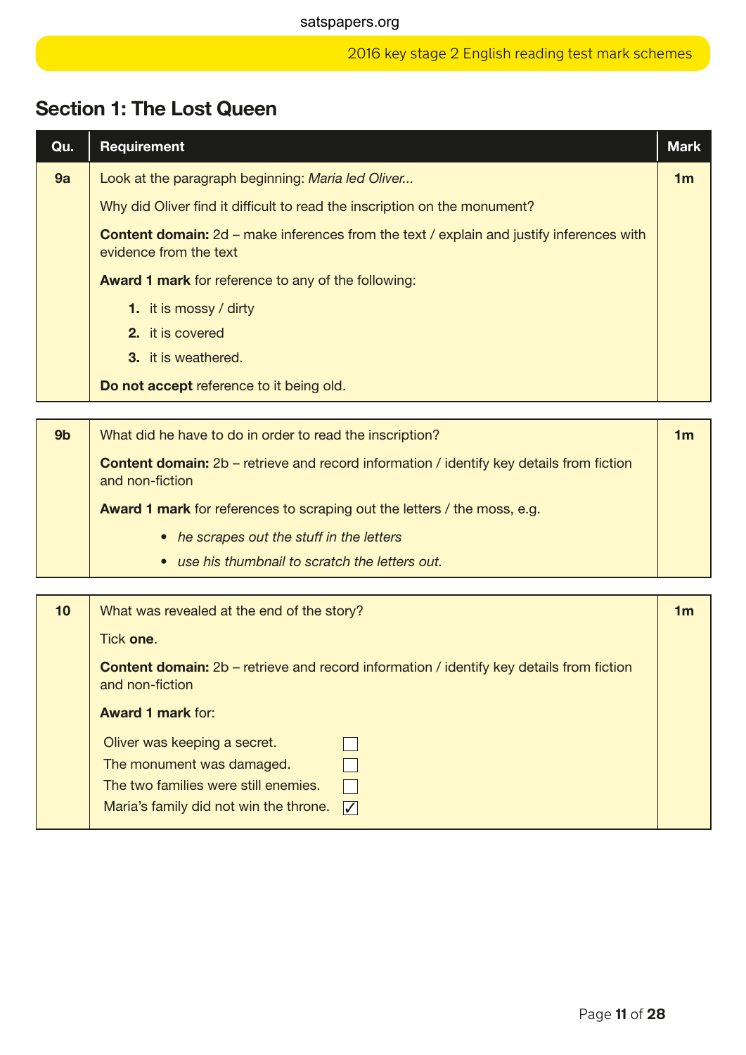## Section 1: The Lost Queen

| Qu. | Requirement | Mark |
|---|---|---|
| 9a | Look at the paragraph beginning: *Maria led Oliver...*<br><br>Why did Oliver find it difficult to read the inscription on the monument?<br><br>**Content domain:** 2d – make inferences from the text / explain and justify inferences with evidence from the text<br><br>**Award 1 mark** for reference to any of the following:<br><br>**1.** it is mossy / dirty<br>**2.** it is covered<br>**3.** it is weathered.<br><br>**Do not accept** reference to it being old. | 1m |

| Qu. | Requirement | Mark |
|---|---|---|
| 9b | What did he have to do in order to read the inscription?<br><br>**Content domain:** 2b – retrieve and record information / identify key details from fiction and non-fiction<br><br>**Award 1 mark** for references to scraping out the letters / the moss, e.g.<br><br>• *he scrapes out the stuff in the letters*<br>• *use his thumbnail to scratch the letters out.* | 1m |

| Qu. | Requirement | Mark |
|---|---|---|
| 10 | What was revealed at the end of the story?<br><br>Tick **one**.<br><br>**Content domain:** 2b – retrieve and record information / identify key details from fiction and non-fiction<br><br>**Award 1 mark** for:<br><br>Oliver was keeping a secret. ☐<br>The monument was damaged. ☐<br>The two families were still enemies. ☐<br>Maria's family did not win the throne. ☑ | 1m |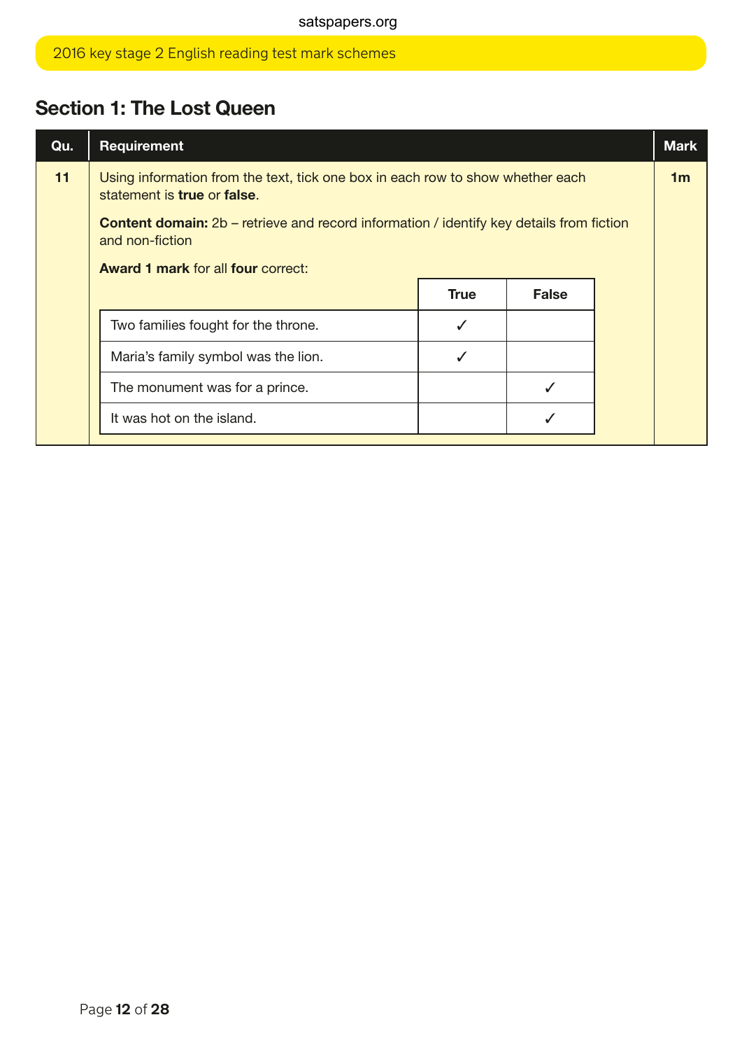## Section 1: The Lost Queen

| Qu. | Requirement | Mark |
|---|---|---|
| 11 | Using information from the text, tick one box in each row to show whether each statement is **true** or **false**.<br><br>**Content domain:** 2b – retrieve and record information / identify key details from fiction and non-fiction<br><br>**Award 1 mark** for all **four** correct: | **1m** |

| | True | False |
|---|---|---|
| Two families fought for the throne. | ✓ | |
| Maria's family symbol was the lion. | ✓ | |
| The monument was for a prince. | | ✓ |
| It was hot on the island. | | ✓ |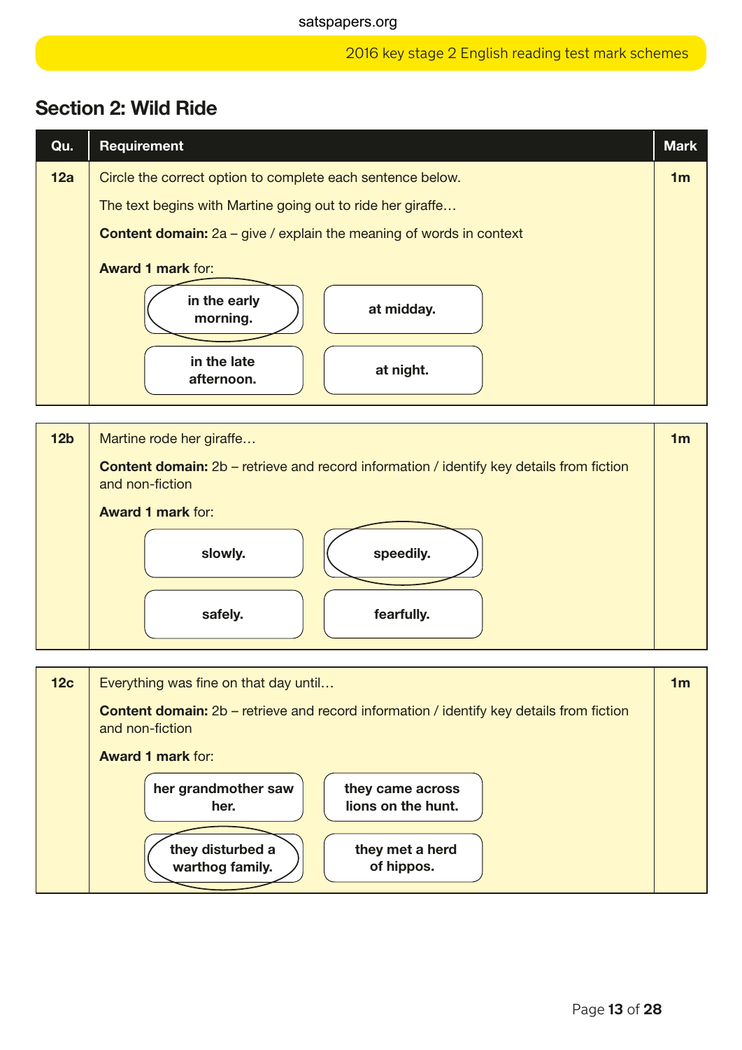## Section 2: Wild Ride

| Qu. | Requirement | Mark |
|---|---|---|
| 12a | Circle the correct option to complete each sentence below.<br><br>The text begins with Martine going out to ride her giraffe…<br><br>**Content domain:** 2a – give / explain the meaning of words in context<br><br>**Award 1 mark** for:<br><br>**in the early morning.** (circled)<br>**at midday.**<br>**in the late afternoon.**<br>**at night.** | 1m |
| 12b | Martine rode her giraffe…<br><br>**Content domain:** 2b – retrieve and record information / identify key details from fiction and non-fiction<br><br>**Award 1 mark** for:<br><br>**slowly.**<br>**speedily.** (circled)<br>**safely.**<br>**fearfully.** | 1m |
| 12c | Everything was fine on that day until…<br><br>**Content domain:** 2b – retrieve and record information / identify key details from fiction and non-fiction<br><br>**Award 1 mark** for:<br><br>**her grandmother saw her.**<br>**they came across lions on the hunt.**<br>**they disturbed a warthog family.** (circled)<br>**they met a herd of hippos.** | 1m |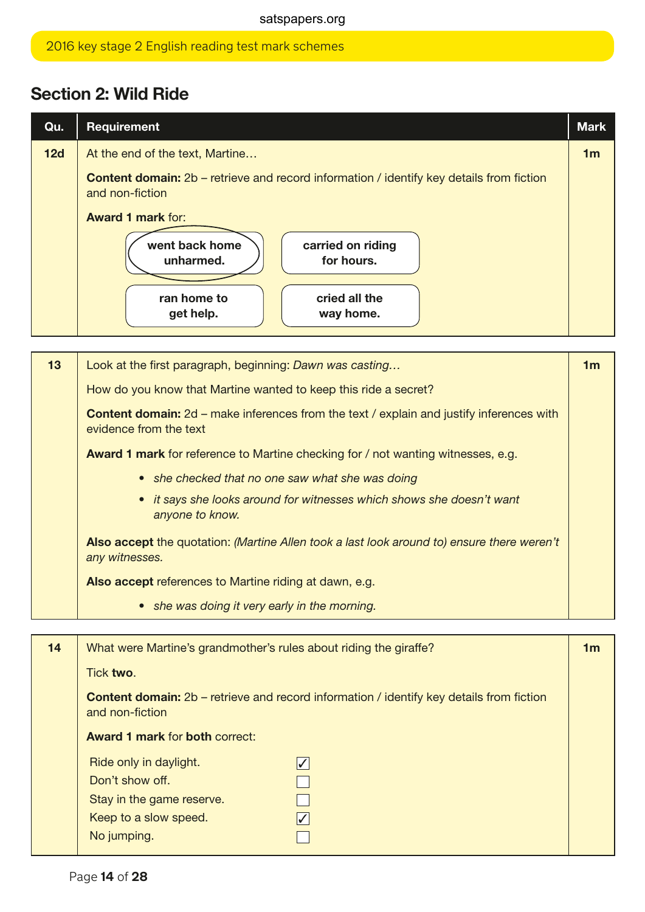## Section 2: Wild Ride

| Qu. | Requirement | Mark |
|---|---|---|
| 12d | At the end of the text, Martine…<br><br>**Content domain:** 2b – retrieve and record information / identify key details from fiction and non-fiction<br><br>**Award 1 mark** for:<br><br>(circled) **went back home unharmed.**<br>**carried on riding for hours.**<br>**ran home to get help.**<br>**cried all the way home.** | 1m |

| Qu. | Requirement | Mark |
|---|---|---|
| 13 | Look at the first paragraph, beginning: *Dawn was casting…*<br><br>How do you know that Martine wanted to keep this ride a secret?<br><br>**Content domain:** 2d – make inferences from the text / explain and justify inferences with evidence from the text<br><br>**Award 1 mark** for reference to Martine checking for / not wanting witnesses, e.g.<br><br>• *she checked that no one saw what she was doing*<br>• *it says she looks around for witnesses which shows she doesn't want anyone to know.*<br><br>**Also accept** the quotation: *(Martine Allen took a last look around to) ensure there weren't any witnesses.*<br><br>**Also accept** references to Martine riding at dawn, e.g.<br><br>• *she was doing it very early in the morning.* | 1m |

| Qu. | Requirement | Mark |
|---|---|---|
| 14 | What were Martine's grandmother's rules about riding the giraffe?<br><br>Tick **two**.<br><br>**Content domain:** 2b – retrieve and record information / identify key details from fiction and non-fiction<br><br>**Award 1 mark** for **both** correct:<br><br>Ride only in daylight. ☑<br>Don't show off. ☐<br>Stay in the game reserve. ☐<br>Keep to a slow speed. ☑<br>No jumping. ☐ | 1m |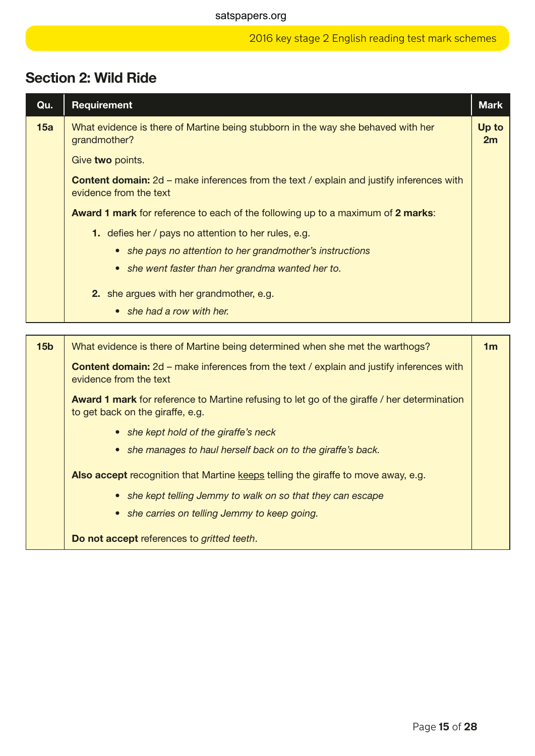## Section 2: Wild Ride

| Qu. | Requirement | Mark |
|---|---|---|
| 15a | What evidence is there of Martine being stubborn in the way she behaved with her grandmother?<br><br>Give **two** points.<br><br>**Content domain:** 2d – make inferences from the text / explain and justify inferences with evidence from the text<br><br>**Award 1 mark** for reference to each of the following up to a maximum of **2 marks**:<br><br>1. defies her / pays no attention to her rules, e.g.<br>• *she pays no attention to her grandmother's instructions*<br>• *she went faster than her grandma wanted her to.*<br><br>2. she argues with her grandmother, e.g.<br>• *she had a row with her.* | Up to 2m |

| Qu. | Requirement | Mark |
|---|---|---|
| 15b | What evidence is there of Martine being determined when she met the warthogs?<br><br>**Content domain:** 2d – make inferences from the text / explain and justify inferences with evidence from the text<br><br>**Award 1 mark** for reference to Martine refusing to let go of the giraffe / her determination to get back on the giraffe, e.g.<br>• *she kept hold of the giraffe's neck*<br>• *she manages to haul herself back on to the giraffe's back.*<br><br>**Also accept** recognition that Martine keeps telling the giraffe to move away, e.g.<br>• *she kept telling Jemmy to walk on so that they can escape*<br>• *she carries on telling Jemmy to keep going.*<br><br>**Do not accept** references to *gritted teeth*. | 1m |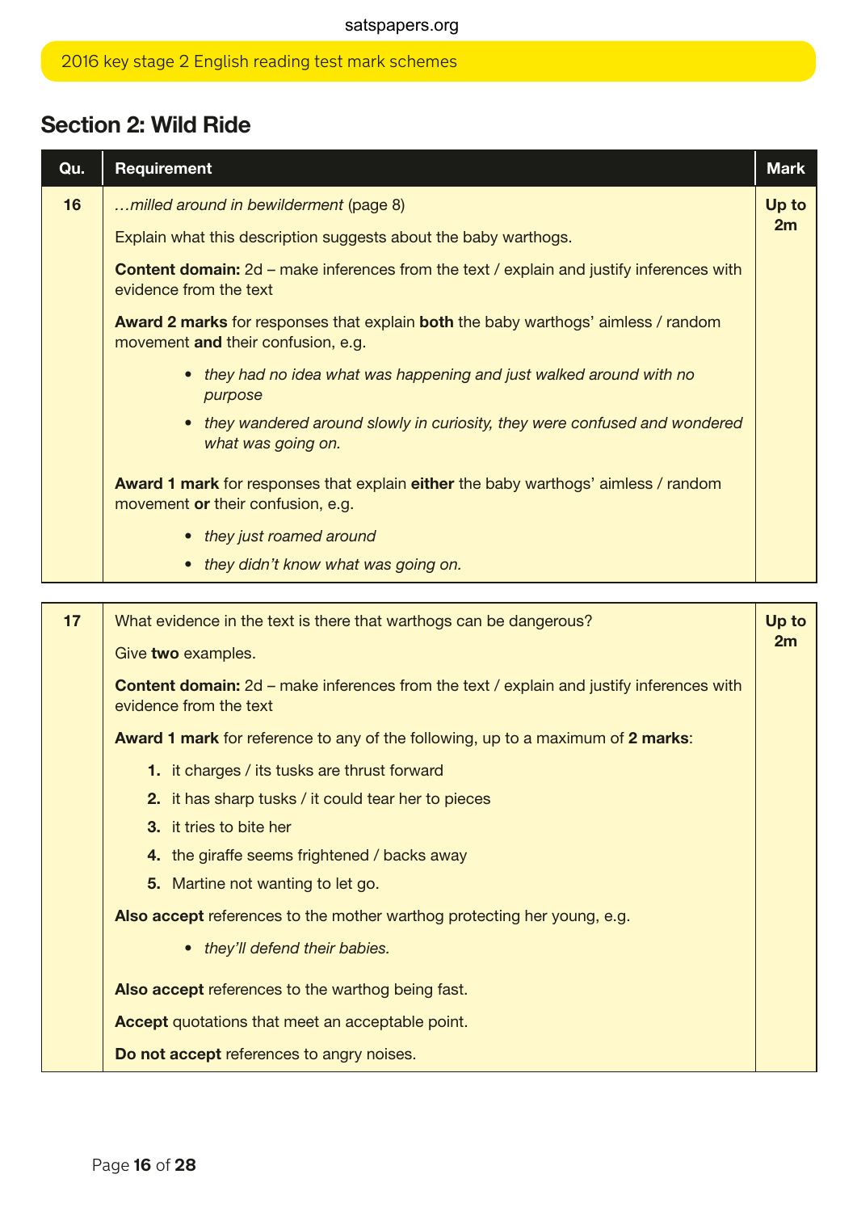## Section 2: Wild Ride

| Qu. | Requirement | Mark |
|---|---|---|
| 16 | *…milled around in bewilderment* (page 8)<br><br>Explain what this description suggests about the baby warthogs.<br><br>**Content domain:** 2d – make inferences from the text / explain and justify inferences with evidence from the text<br><br>**Award 2 marks** for responses that explain **both** the baby warthogs' aimless / random movement **and** their confusion, e.g.<br>• *they had no idea what was happening and just walked around with no purpose*<br>• *they wandered around slowly in curiosity, they were confused and wondered what was going on.*<br><br>**Award 1 mark** for responses that explain **either** the baby warthogs' aimless / random movement **or** their confusion, e.g.<br>• *they just roamed around*<br>• *they didn't know what was going on.* | **Up to 2m** |

| Qu. | Requirement | Mark |
|---|---|---|
| 17 | What evidence in the text is there that warthogs can be dangerous?<br><br>Give **two** examples.<br><br>**Content domain:** 2d – make inferences from the text / explain and justify inferences with evidence from the text<br><br>**Award 1 mark** for reference to any of the following, up to a maximum of **2 marks**:<br>1. it charges / its tusks are thrust forward<br>2. it has sharp tusks / it could tear her to pieces<br>3. it tries to bite her<br>4. the giraffe seems frightened / backs away<br>5. Martine not wanting to let go.<br><br>**Also accept** references to the mother warthog protecting her young, e.g.<br>• *they'll defend their babies.*<br><br>**Also accept** references to the warthog being fast.<br><br>**Accept** quotations that meet an acceptable point.<br><br>**Do not accept** references to angry noises. | **Up to 2m** |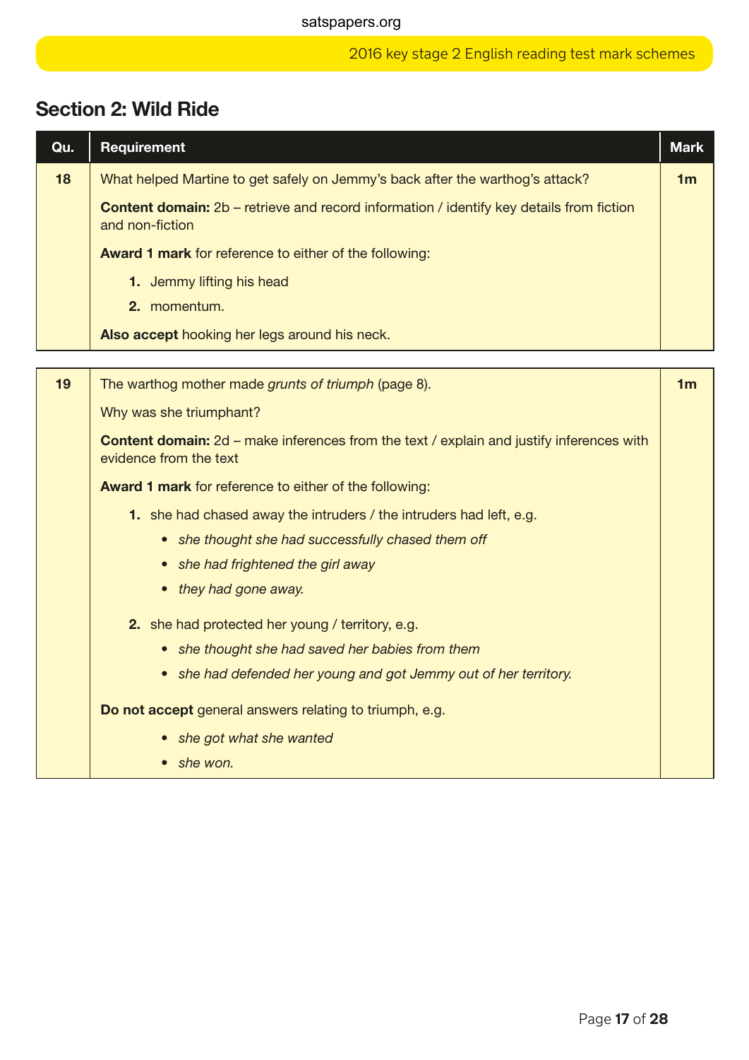## Section 2: Wild Ride

| Qu. | Requirement | Mark |
|---|---|---|
| 18 | What helped Martine to get safely on Jemmy's back after the warthog's attack?<br><br>**Content domain:** 2b – retrieve and record information / identify key details from fiction and non-fiction<br><br>**Award 1 mark** for reference to either of the following:<br><br>**1.** Jemmy lifting his head<br>**2.** momentum.<br><br>**Also accept** hooking her legs around his neck. | 1m |
| 19 | The warthog mother made *grunts of triumph* (page 8).<br><br>Why was she triumphant?<br><br>**Content domain:** 2d – make inferences from the text / explain and justify inferences with evidence from the text<br><br>**Award 1 mark** for reference to either of the following:<br><br>**1.** she had chased away the intruders / the intruders had left, e.g.<br>• *she thought she had successfully chased them off*<br>• *she had frightened the girl away*<br>• *they had gone away.*<br><br>**2.** she had protected her young / territory, e.g.<br>• *she thought she had saved her babies from them*<br>• *she had defended her young and got Jemmy out of her territory.*<br><br>**Do not accept** general answers relating to triumph, e.g.<br>• *she got what she wanted*<br>• *she won.* | 1m |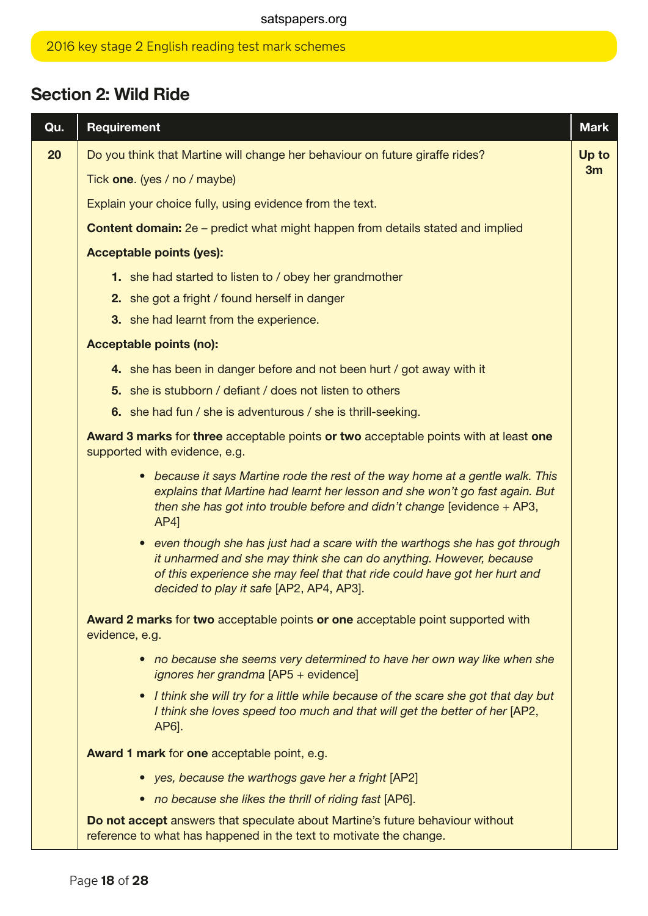## Section 2: Wild Ride

| Qu. | Requirement | Mark |
|---|---|---|
| 20 | Do you think that Martine will change her behaviour on future giraffe rides?<br><br>Tick **one**. (yes / no / maybe)<br><br>Explain your choice fully, using evidence from the text.<br><br>**Content domain:** 2e – predict what might happen from details stated and implied<br><br>**Acceptable points (yes):**<br><br>1. she had started to listen to / obey her grandmother<br>2. she got a fright / found herself in danger<br>3. she had learnt from the experience.<br><br>**Acceptable points (no):**<br><br>4. she has been in danger before and not been hurt / got away with it<br>5. she is stubborn / defiant / does not listen to others<br>6. she had fun / she is adventurous / she is thrill-seeking.<br><br>**Award 3 marks** for **three** acceptable points **or two** acceptable points with at least **one** supported with evidence, e.g.<br><br>• *because it says Martine rode the rest of the way home at a gentle walk. This explains that Martine had learnt her lesson and she won't go fast again. But then she has got into trouble before and didn't change* [evidence + AP3, AP4]<br>• *even though she has just had a scare with the warthogs she has got through it unharmed and she may think she can do anything. However, because of this experience she may feel that that ride could have got her hurt and decided to play it safe* [AP2, AP4, AP3].<br><br>**Award 2 marks** for **two** acceptable points **or one** acceptable point supported with evidence, e.g.<br><br>• *no because she seems very determined to have her own way like when she ignores her grandma* [AP5 + evidence]<br>• *I think she will try for a little while because of the scare she got that day but I think she loves speed too much and that will get the better of her* [AP2, AP6].<br><br>**Award 1 mark** for **one** acceptable point, e.g.<br><br>• *yes, because the warthogs gave her a fright* [AP2]<br>• *no because she likes the thrill of riding fast* [AP6].<br><br>**Do not accept** answers that speculate about Martine's future behaviour without reference to what has happened in the text to motivate the change. | **Up to 3m** |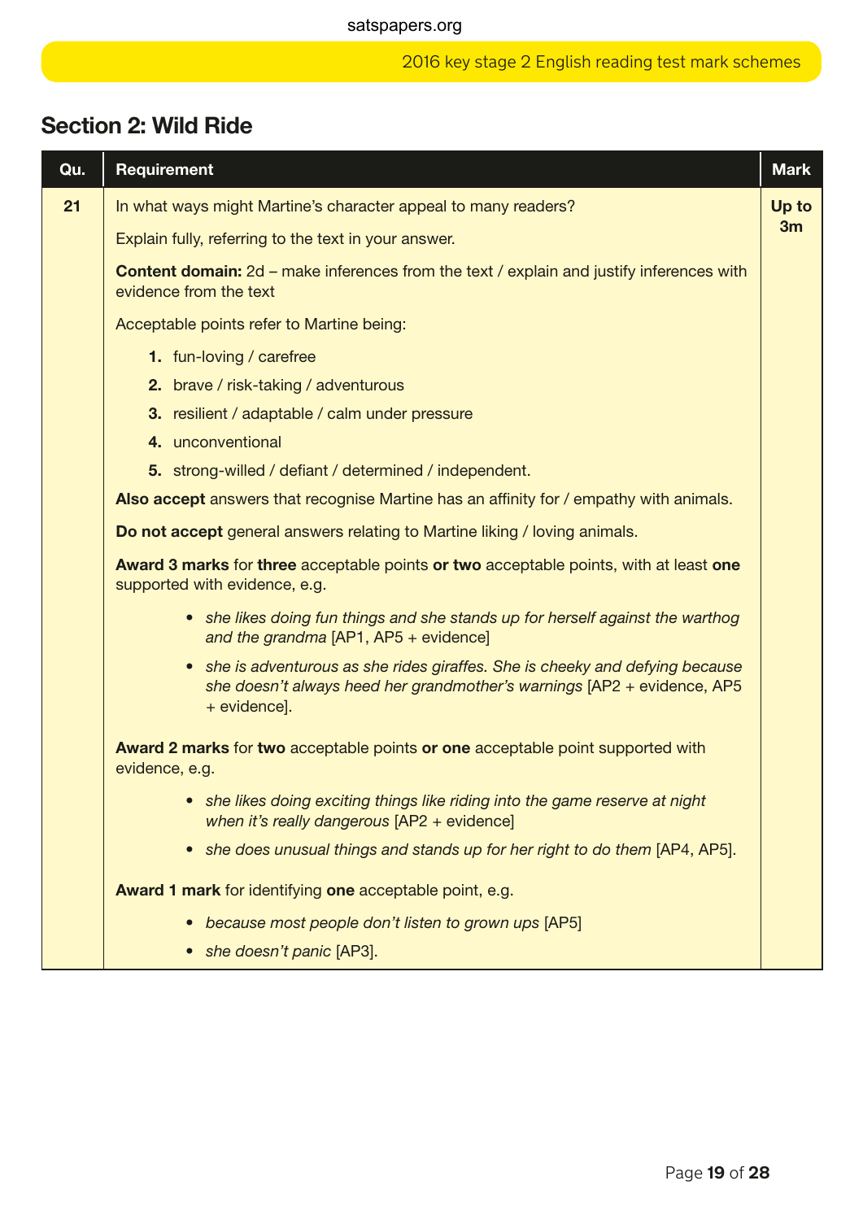## Section 2: Wild Ride

| Qu. | Requirement | Mark |
| --- | --- | --- |
| 21 | In what ways might Martine's character appeal to many readers?<br><br>Explain fully, referring to the text in your answer.<br><br>**Content domain:** 2d – make inferences from the text / explain and justify inferences with evidence from the text<br><br>Acceptable points refer to Martine being:<br><br>**1.** fun-loving / carefree<br>**2.** brave / risk-taking / adventurous<br>**3.** resilient / adaptable / calm under pressure<br>**4.** unconventional<br>**5.** strong-willed / defiant / determined / independent.<br><br>**Also accept** answers that recognise Martine has an affinity for / empathy with animals.<br><br>**Do not accept** general answers relating to Martine liking / loving animals.<br><br>**Award 3 marks** for **three** acceptable points **or two** acceptable points, with at least **one** supported with evidence, e.g.<br><br>• *she likes doing fun things and she stands up for herself against the warthog and the grandma* [AP1, AP5 + evidence]<br>• *she is adventurous as she rides giraffes. She is cheeky and defying because she doesn't always heed her grandmother's warnings* [AP2 + evidence, AP5 + evidence].<br><br>**Award 2 marks** for **two** acceptable points **or one** acceptable point supported with evidence, e.g.<br><br>• *she likes doing exciting things like riding into the game reserve at night when it's really dangerous* [AP2 + evidence]<br>• *she does unusual things and stands up for her right to do them* [AP4, AP5].<br><br>**Award 1 mark** for identifying **one** acceptable point, e.g.<br><br>• *because most people don't listen to grown ups* [AP5]<br>• *she doesn't panic* [AP3]. | **Up to 3m** |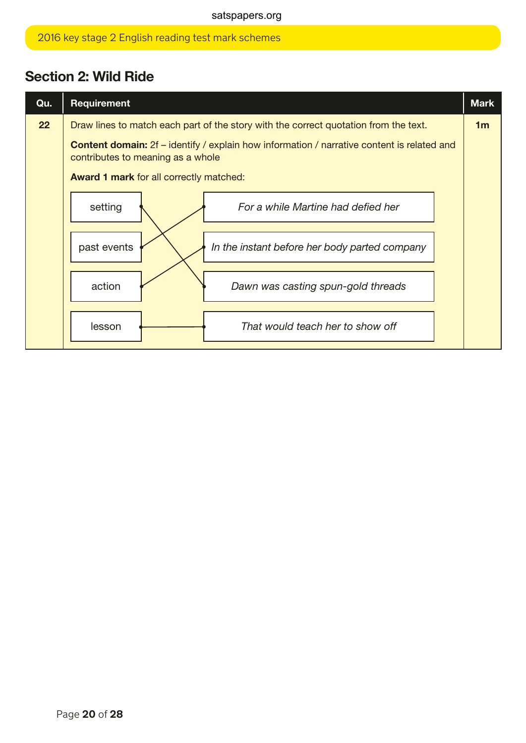## Section 2: Wild Ride

| Qu. | Requirement | Mark |
|---|---|---|
| 22 | Draw lines to match each part of the story with the correct quotation from the text.<br><br>**Content domain:** 2f – identify / explain how information / narrative content is related and contributes to meaning as a whole<br><br>**Award 1 mark** for all correctly matched:<br><br>setting – *Dawn was casting spun-gold threads*<br>past events – *For a while Martine had defied her*<br>action – *In the instant before her body parted company*<br>lesson – *That would teach her to show off* | **1m** |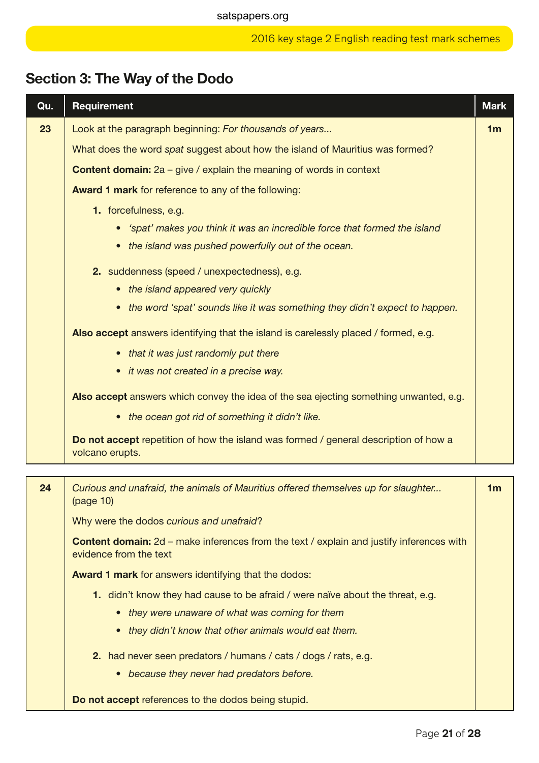## Section 3: The Way of the Dodo

| Qu. | Requirement | Mark |
|---|---|---|
| 23 | Look at the paragraph beginning: *For thousands of years...*<br><br>What does the word *spat* suggest about how the island of Mauritius was formed?<br><br>**Content domain:** 2a – give / explain the meaning of words in context<br><br>**Award 1 mark** for reference to any of the following:<br><br>**1.** forcefulness, e.g.<br>• *'spat' makes you think it was an incredible force that formed the island*<br>• *the island was pushed powerfully out of the ocean.*<br><br>**2.** suddenness (speed / unexpectedness), e.g.<br>• *the island appeared very quickly*<br>• *the word 'spat' sounds like it was something they didn't expect to happen.*<br><br>**Also accept** answers identifying that the island is carelessly placed / formed, e.g.<br>• *that it was just randomly put there*<br>• *it was not created in a precise way.*<br><br>**Also accept** answers which convey the idea of the sea ejecting something unwanted, e.g.<br>• *the ocean got rid of something it didn't like.*<br><br>**Do not accept** repetition of how the island was formed / general description of how a volcano erupts. | 1m |
| 24 | *Curious and unafraid, the animals of Mauritius offered themselves up for slaughter...* (page 10)<br><br>Why were the dodos *curious and unafraid*?<br><br>**Content domain:** 2d – make inferences from the text / explain and justify inferences with evidence from the text<br><br>**Award 1 mark** for answers identifying that the dodos:<br><br>**1.** didn't know they had cause to be afraid / were naïve about the threat, e.g.<br>• *they were unaware of what was coming for them*<br>• *they didn't know that other animals would eat them.*<br><br>**2.** had never seen predators / humans / cats / dogs / rats, e.g.<br>• *because they never had predators before.*<br><br>**Do not accept** references to the dodos being stupid. | 1m |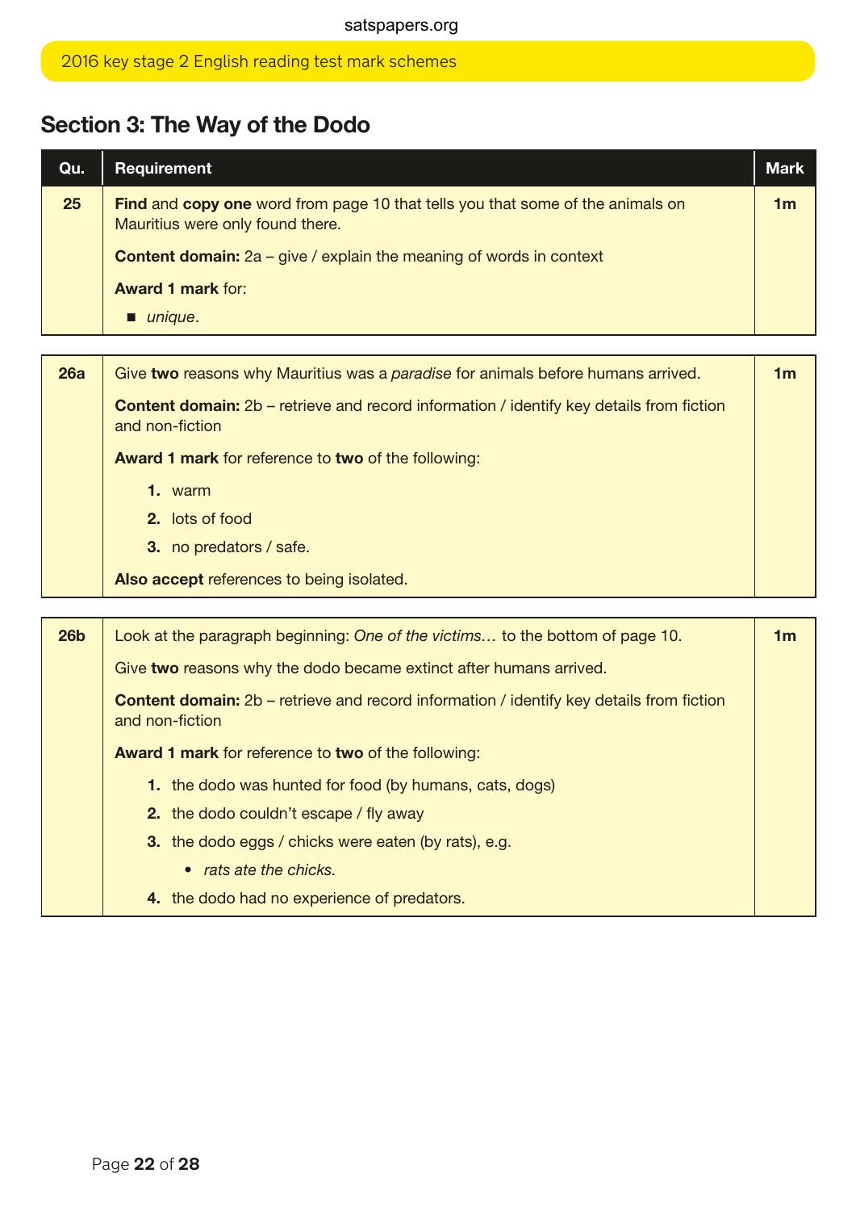## Section 3: The Way of the Dodo

| Qu. | Requirement | Mark |
|---|---|---|
| 25 | **Find** and **copy one** word from page 10 that tells you that some of the animals on Mauritius were only found there.<br><br>**Content domain:** 2a – give / explain the meaning of words in context<br><br>**Award 1 mark** for:<br>■ *unique*. | 1m |

| | | |
|---|---|---|
| 26a | Give **two** reasons why Mauritius was a *paradise* for animals before humans arrived.<br><br>**Content domain:** 2b – retrieve and record information / identify key details from fiction and non-fiction<br><br>**Award 1 mark** for reference to **two** of the following:<br>1. warm<br>2. lots of food<br>3. no predators / safe.<br><br>**Also accept** references to being isolated. | 1m |

| | | |
|---|---|---|
| 26b | Look at the paragraph beginning: *One of the victims…* to the bottom of page 10.<br><br>Give **two** reasons why the dodo became extinct after humans arrived.<br><br>**Content domain:** 2b – retrieve and record information / identify key details from fiction and non-fiction<br><br>**Award 1 mark** for reference to **two** of the following:<br>1. the dodo was hunted for food (by humans, cats, dogs)<br>2. the dodo couldn't escape / fly away<br>3. the dodo eggs / chicks were eaten (by rats), e.g.<br>• *rats ate the chicks.*<br>4. the dodo had no experience of predators. | 1m |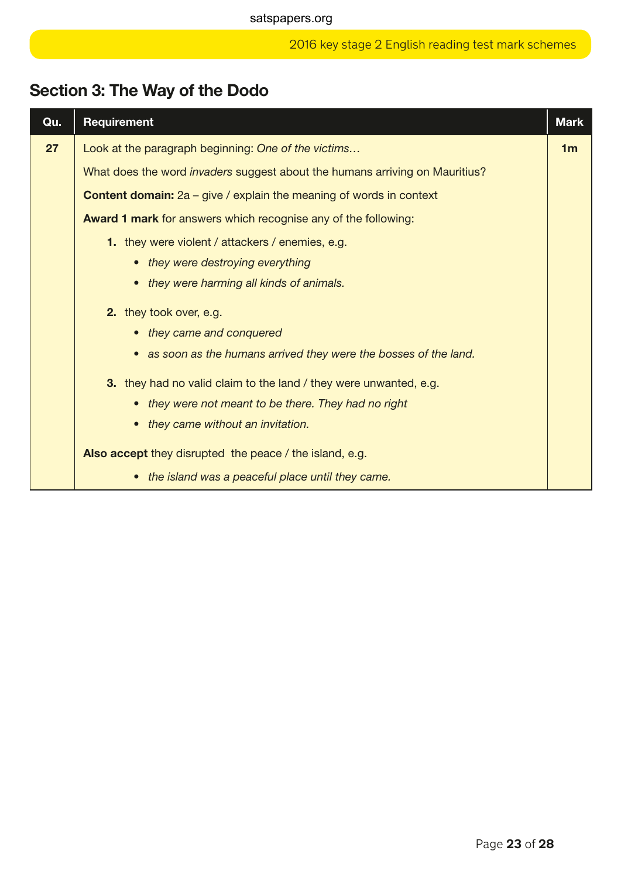## Section 3: The Way of the Dodo

| Qu. | Requirement | Mark |
|---|---|---|
| 27 | Look at the paragraph beginning: *One of the victims…*<br><br>What does the word *invaders* suggest about the humans arriving on Mauritius?<br><br>**Content domain:** 2a – give / explain the meaning of words in context<br><br>**Award 1 mark** for answers which recognise any of the following:<br><br>**1.** they were violent / attackers / enemies, e.g.<br>• *they were destroying everything*<br>• *they were harming all kinds of animals.*<br><br>**2.** they took over, e.g.<br>• *they came and conquered*<br>• *as soon as the humans arrived they were the bosses of the land.*<br><br>**3.** they had no valid claim to the land / they were unwanted, e.g.<br>• *they were not meant to be there. They had no right*<br>• *they came without an invitation.*<br><br>**Also accept** they disrupted the peace / the island, e.g.<br>• *the island was a peaceful place until they came.* | 1m |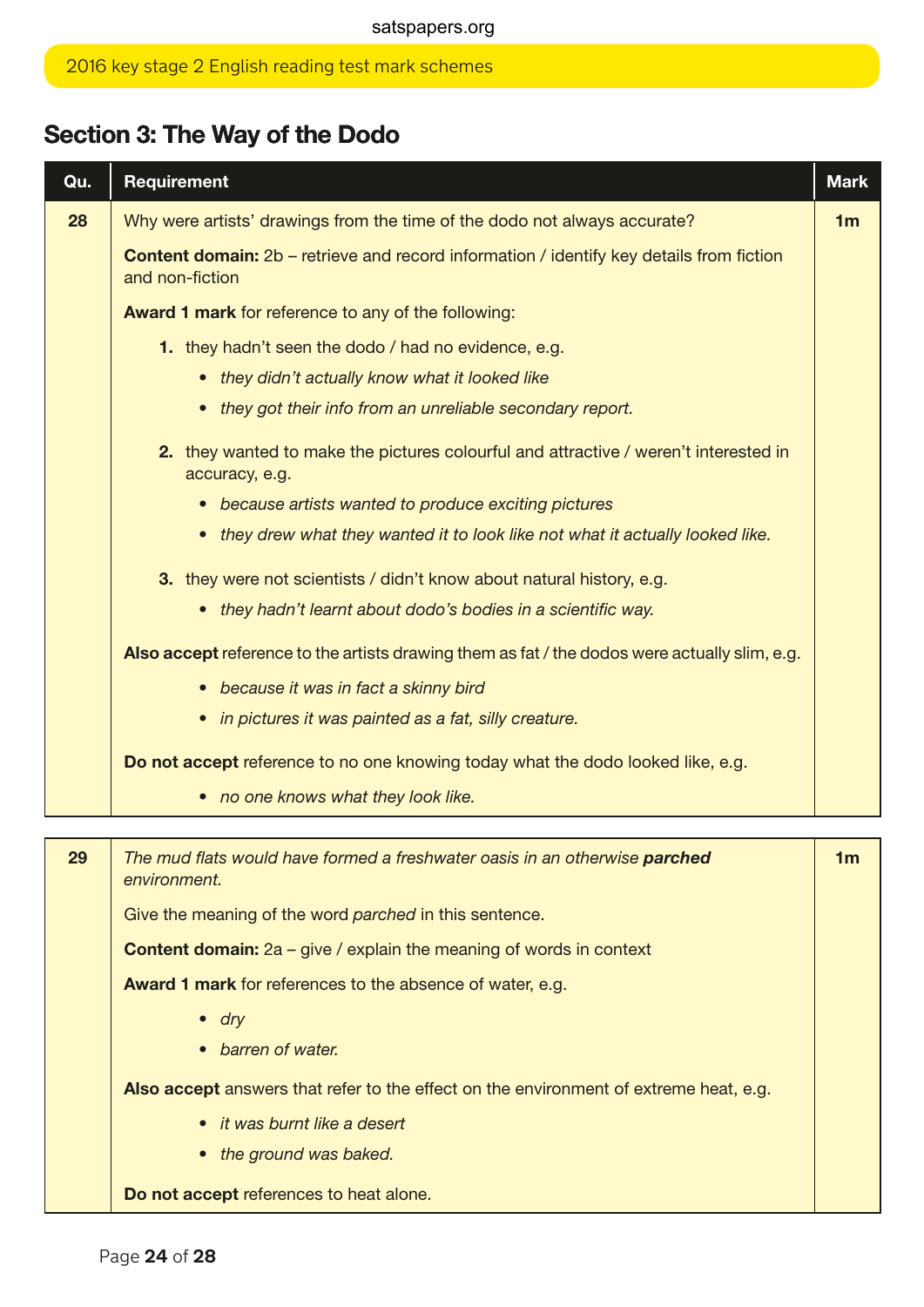## Section 3: The Way of the Dodo

| Qu. | Requirement | Mark |
|---|---|---|
| 28 | Why were artists' drawings from the time of the dodo not always accurate?<br><br>**Content domain:** 2b – retrieve and record information / identify key details from fiction and non-fiction<br><br>**Award 1 mark** for reference to any of the following:<br><br>**1.** they hadn't seen the dodo / had no evidence, e.g.<br>• *they didn't actually know what it looked like*<br>• *they got their info from an unreliable secondary report.*<br><br>**2.** they wanted to make the pictures colourful and attractive / weren't interested in accuracy, e.g.<br>• *because artists wanted to produce exciting pictures*<br>• *they drew what they wanted it to look like not what it actually looked like.*<br><br>**3.** they were not scientists / didn't know about natural history, e.g.<br>• *they hadn't learnt about dodo's bodies in a scientific way.*<br><br>**Also accept** reference to the artists drawing them as fat / the dodos were actually slim, e.g.<br>• *because it was in fact a skinny bird*<br>• *in pictures it was painted as a fat, silly creature.*<br><br>**Do not accept** reference to no one knowing today what the dodo looked like, e.g.<br>• *no one knows what they look like.* | 1m |

| Qu. | Requirement | Mark |
|---|---|---|
| 29 | *The mud flats would have formed a freshwater oasis in an otherwise* ***parched*** *environment.*<br><br>Give the meaning of the word *parched* in this sentence.<br><br>**Content domain:** 2a – give / explain the meaning of words in context<br><br>**Award 1 mark** for references to the absence of water, e.g.<br>• *dry*<br>• *barren of water.*<br><br>**Also accept** answers that refer to the effect on the environment of extreme heat, e.g.<br>• *it was burnt like a desert*<br>• *the ground was baked.*<br><br>**Do not accept** references to heat alone. | 1m |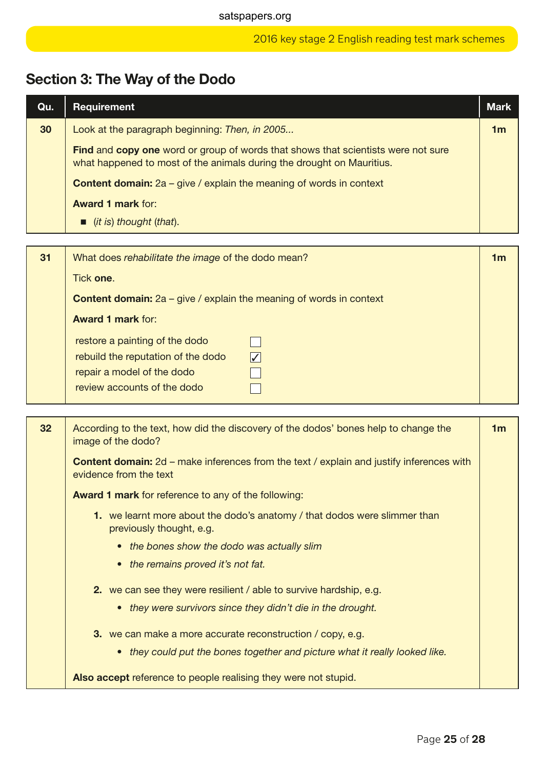## Section 3: The Way of the Dodo

| Qu. | Requirement | Mark |
|---|---|---|
| 30 | Look at the paragraph beginning: *Then, in 2005...*<br><br>**Find** and **copy one** word or group of words that shows that scientists were not sure what happened to most of the animals during the drought on Mauritius.<br><br>**Content domain:** 2a – give / explain the meaning of words in context<br><br>**Award 1 mark** for:<br><br>■ (*it is*) *thought* (*that*). | 1m |

| Qu. | Requirement | Mark |
|---|---|---|
| 31 | What does *rehabilitate the image* of the dodo mean?<br><br>Tick **one**.<br><br>**Content domain:** 2a – give / explain the meaning of words in context<br><br>**Award 1 mark** for:<br><br>restore a painting of the dodo ☐<br>rebuild the reputation of the dodo ☑<br>repair a model of the dodo ☐<br>review accounts of the dodo ☐ | 1m |

| Qu. | Requirement | Mark |
|---|---|---|
| 32 | According to the text, how did the discovery of the dodos' bones help to change the image of the dodo?<br><br>**Content domain:** 2d – make inferences from the text / explain and justify inferences with evidence from the text<br><br>**Award 1 mark** for reference to any of the following:<br><br>**1.** we learnt more about the dodo's anatomy / that dodos were slimmer than previously thought, e.g.<br>• *the bones show the dodo was actually slim*<br>• *the remains proved it's not fat.*<br><br>**2.** we can see they were resilient / able to survive hardship, e.g.<br>• *they were survivors since they didn't die in the drought.*<br><br>**3.** we can make a more accurate reconstruction / copy, e.g.<br>• *they could put the bones together and picture what it really looked like.*<br><br>**Also accept** reference to people realising they were not stupid. | 1m |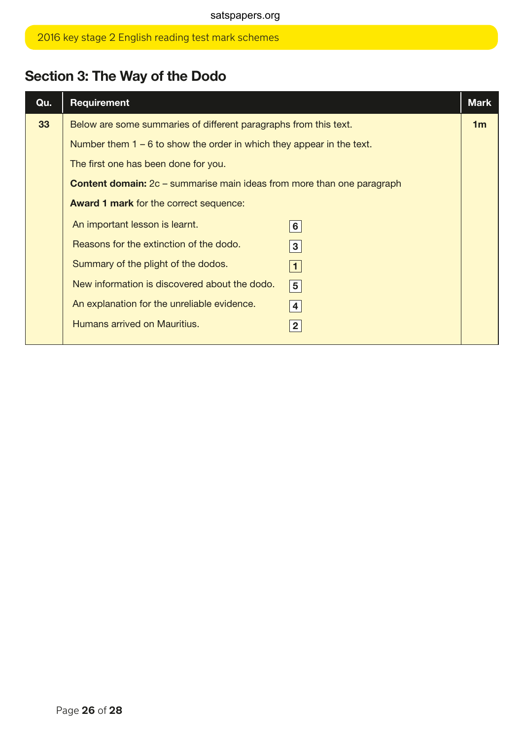## Section 3: The Way of the Dodo

| Qu. | Requirement | Mark |
|---|---|---|
| 33 | Below are some summaries of different paragraphs from this text.<br><br>Number them 1 – 6 to show the order in which they appear in the text.<br><br>The first one has been done for you.<br><br>**Content domain:** 2c – summarise main ideas from more than one paragraph<br><br>**Award 1 mark** for the correct sequence:<br><br>An important lesson is learnt. **6**<br>Reasons for the extinction of the dodo. **3**<br>Summary of the plight of the dodos. **1**<br>New information is discovered about the dodo. **5**<br>An explanation for the unreliable evidence. **4**<br>Humans arrived on Mauritius. **2** | 1m |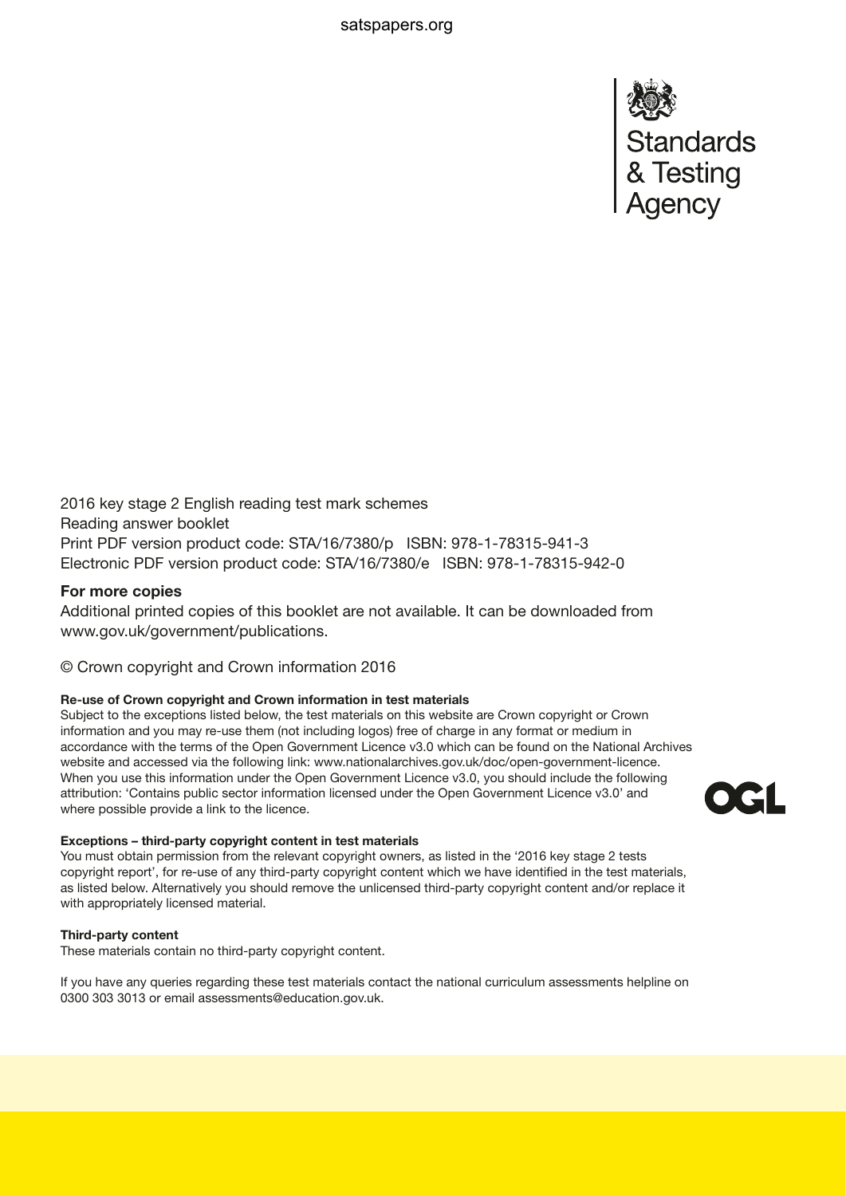Standards & Testing Agency

2016 key stage 2 English reading test mark schemes
Reading answer booklet
Print PDF version product code: STA/16/7380/p ISBN: 978-1-78315-941-3
Electronic PDF version product code: STA/16/7380/e ISBN: 978-1-78315-942-0

**For more copies**

Additional printed copies of this booklet are not available. It can be downloaded from www.gov.uk/government/publications.

© Crown copyright and Crown information 2016

**Re-use of Crown copyright and Crown information in test materials**

Subject to the exceptions listed below, the test materials on this website are Crown copyright or Crown information and you may re-use them (not including logos) free of charge in any format or medium in accordance with the terms of the Open Government Licence v3.0 which can be found on the National Archives website and accessed via the following link: www.nationalarchives.gov.uk/doc/open-government-licence. When you use this information under the Open Government Licence v3.0, you should include the following attribution: 'Contains public sector information licensed under the Open Government Licence v3.0' and where possible provide a link to the licence.

**Exceptions – third-party copyright content in test materials**

You must obtain permission from the relevant copyright owners, as listed in the '2016 key stage 2 tests copyright report', for re-use of any third-party copyright content which we have identified in the test materials, as listed below. Alternatively you should remove the unlicensed third-party copyright content and/or replace it with appropriately licensed material.

**Third-party content**

These materials contain no third-party copyright content.

If you have any queries regarding these test materials contact the national curriculum assessments helpline on 0300 303 3013 or email assessments@education.gov.uk.